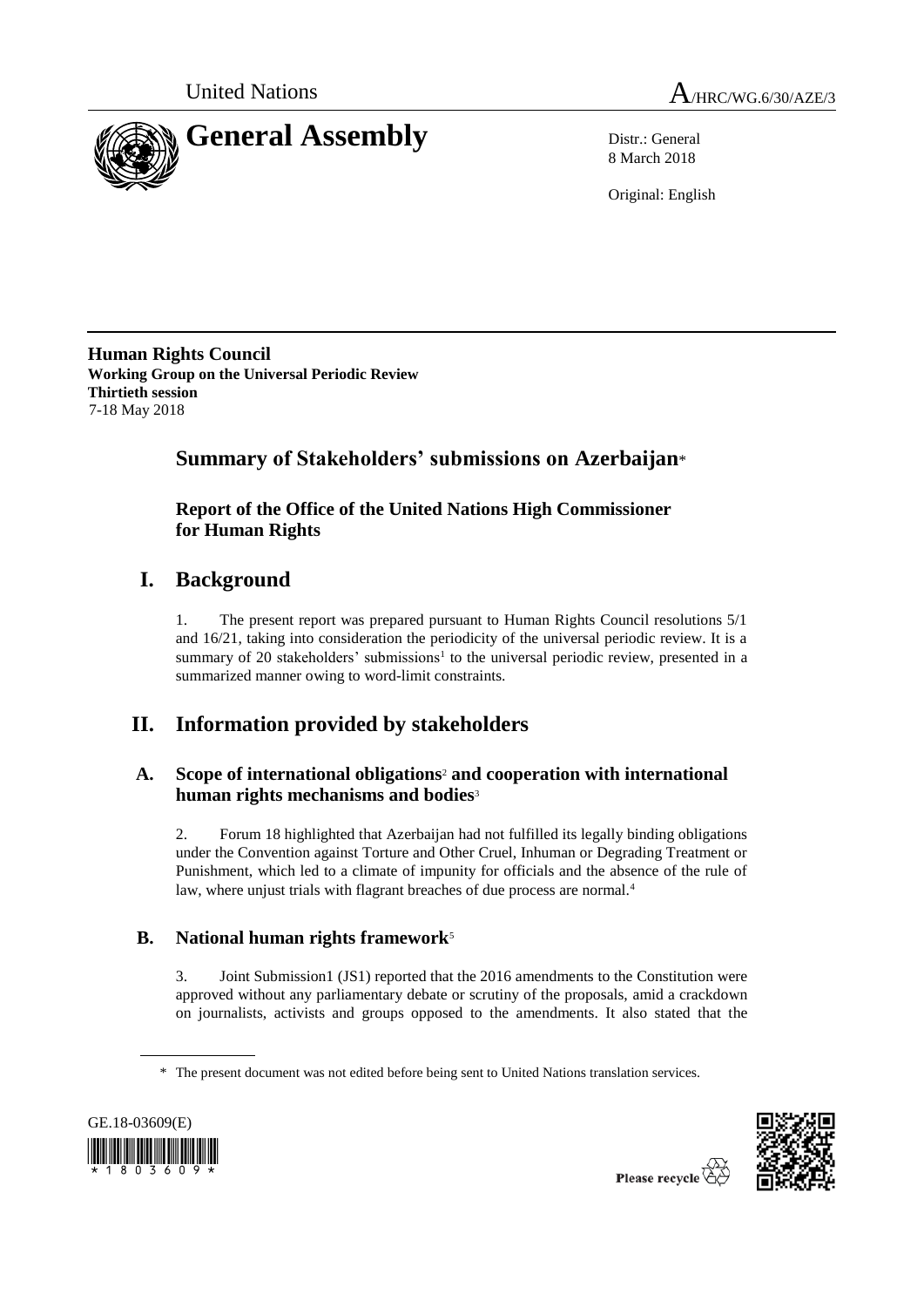United Nations A/HRC/WG.6/30/AZE/3

# General Assembly

Distr.: General
8 March 2018

Original: English

**Human Rights Council**
**Working Group on the Universal Periodic Review**
**Thirtieth session**
7-18 May 2018

## Summary of Stakeholders' submissions on Azerbaijan*

### Report of the Office of the United Nations High Commissioner for Human Rights

## I. Background

1. The present report was prepared pursuant to Human Rights Council resolutions 5/1 and 16/21, taking into consideration the periodicity of the universal periodic review. It is a summary of 20 stakeholders' submissions[1] to the universal periodic review, presented in a summarized manner owing to word-limit constraints.

## II. Information provided by stakeholders

### A. Scope of international obligations[2] and cooperation with international human rights mechanisms and bodies[3]

2. Forum 18 highlighted that Azerbaijan had not fulfilled its legally binding obligations under the Convention against Torture and Other Cruel, Inhuman or Degrading Treatment or Punishment, which led to a climate of impunity for officials and the absence of the rule of law, where unjust trials with flagrant breaches of due process are normal.[4]

### B. National human rights framework[5]

3. Joint Submission1 (JS1) reported that the 2016 amendments to the Constitution were approved without any parliamentary debate or scrutiny of the proposals, amid a crackdown on journalists, activists and groups opposed to the amendments. It also stated that the

\* The present document was not edited before being sent to United Nations translation services.

GE.18-03609(E)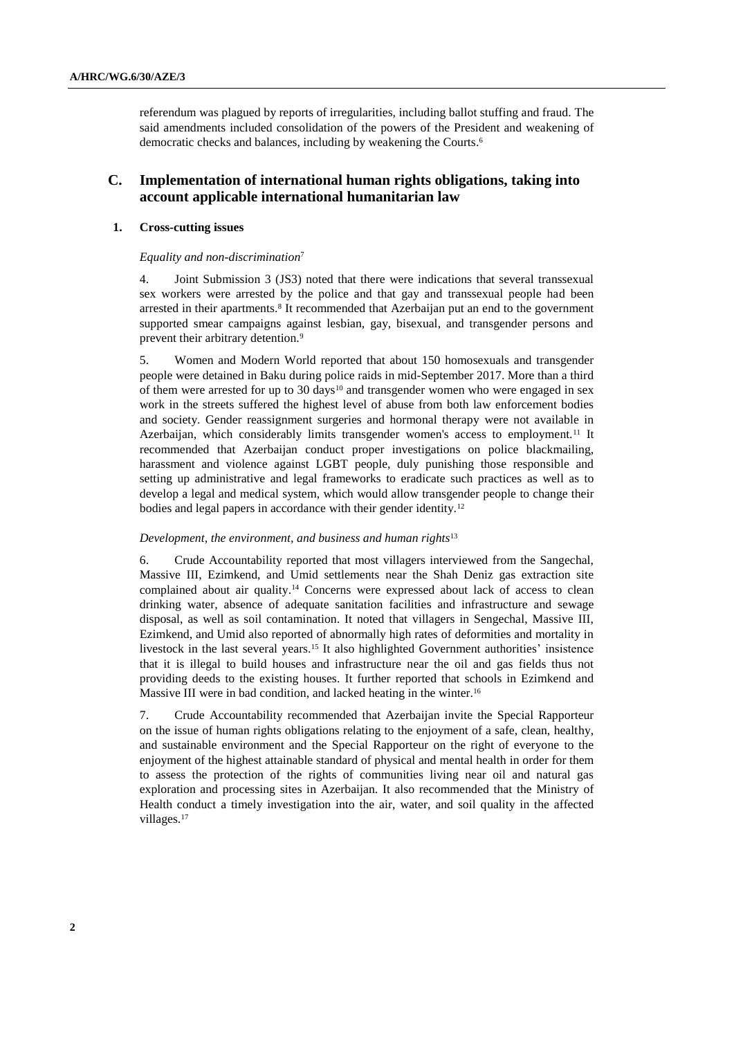referendum was plagued by reports of irregularities, including ballot stuffing and fraud. The said amendments included consolidation of the powers of the President and weakening of democratic checks and balances, including by weakening the Courts.[6]

## C. Implementation of international human rights obligations, taking into account applicable international humanitarian law

### 1. Cross-cutting issues

*Equality and non-discrimination*[7]

4. Joint Submission 3 (JS3) noted that there were indications that several transsexual sex workers were arrested by the police and that gay and transsexual people had been arrested in their apartments.[8] It recommended that Azerbaijan put an end to the government supported smear campaigns against lesbian, gay, bisexual, and transgender persons and prevent their arbitrary detention.[9]

5. Women and Modern World reported that about 150 homosexuals and transgender people were detained in Baku during police raids in mid-September 2017. More than a third of them were arrested for up to 30 days[10] and transgender women who were engaged in sex work in the streets suffered the highest level of abuse from both law enforcement bodies and society. Gender reassignment surgeries and hormonal therapy were not available in Azerbaijan, which considerably limits transgender women's access to employment.[11] It recommended that Azerbaijan conduct proper investigations on police blackmailing, harassment and violence against LGBT people, duly punishing those responsible and setting up administrative and legal frameworks to eradicate such practices as well as to develop a legal and medical system, which would allow transgender people to change their bodies and legal papers in accordance with their gender identity.[12]

*Development, the environment, and business and human rights*[13]

6. Crude Accountability reported that most villagers interviewed from the Sangechal, Massive III, Ezimkend, and Umid settlements near the Shah Deniz gas extraction site complained about air quality.[14] Concerns were expressed about lack of access to clean drinking water, absence of adequate sanitation facilities and infrastructure and sewage disposal, as well as soil contamination. It noted that villagers in Sengechal, Massive III, Ezimkend, and Umid also reported of abnormally high rates of deformities and mortality in livestock in the last several years.[15] It also highlighted Government authorities' insistence that it is illegal to build houses and infrastructure near the oil and gas fields thus not providing deeds to the existing houses. It further reported that schools in Ezimkend and Massive III were in bad condition, and lacked heating in the winter.[16]

7. Crude Accountability recommended that Azerbaijan invite the Special Rapporteur on the issue of human rights obligations relating to the enjoyment of a safe, clean, healthy, and sustainable environment and the Special Rapporteur on the right of everyone to the enjoyment of the highest attainable standard of physical and mental health in order for them to assess the protection of the rights of communities living near oil and natural gas exploration and processing sites in Azerbaijan. It also recommended that the Ministry of Health conduct a timely investigation into the air, water, and soil quality in the affected villages.[17]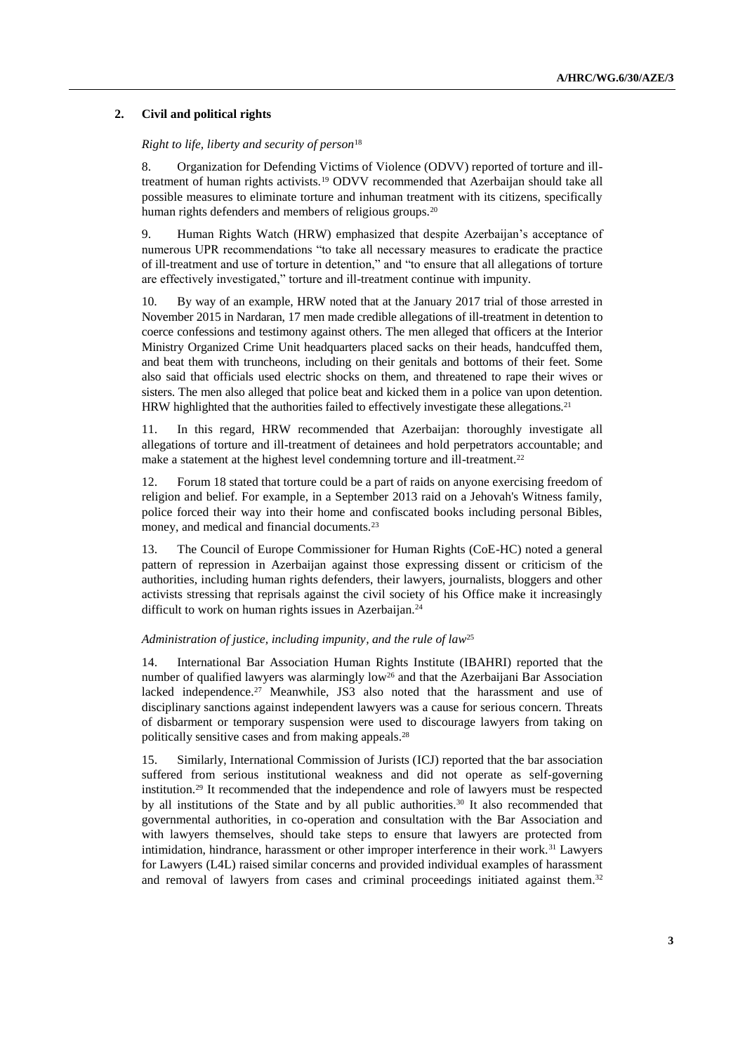## 2. Civil and political rights

*Right to life, liberty and security of person*[18]

8. Organization for Defending Victims of Violence (ODVV) reported of torture and ill-treatment of human rights activists.[19] ODVV recommended that Azerbaijan should take all possible measures to eliminate torture and inhuman treatment with its citizens, specifically human rights defenders and members of religious groups.[20]

9. Human Rights Watch (HRW) emphasized that despite Azerbaijan's acceptance of numerous UPR recommendations "to take all necessary measures to eradicate the practice of ill-treatment and use of torture in detention," and "to ensure that all allegations of torture are effectively investigated," torture and ill-treatment continue with impunity.

10. By way of an example, HRW noted that at the January 2017 trial of those arrested in November 2015 in Nardaran, 17 men made credible allegations of ill-treatment in detention to coerce confessions and testimony against others. The men alleged that officers at the Interior Ministry Organized Crime Unit headquarters placed sacks on their heads, handcuffed them, and beat them with truncheons, including on their genitals and bottoms of their feet. Some also said that officials used electric shocks on them, and threatened to rape their wives or sisters. The men also alleged that police beat and kicked them in a police van upon detention. HRW highlighted that the authorities failed to effectively investigate these allegations.[21]

11. In this regard, HRW recommended that Azerbaijan: thoroughly investigate all allegations of torture and ill-treatment of detainees and hold perpetrators accountable; and make a statement at the highest level condemning torture and ill-treatment.[22]

12. Forum 18 stated that torture could be a part of raids on anyone exercising freedom of religion and belief. For example, in a September 2013 raid on a Jehovah's Witness family, police forced their way into their home and confiscated books including personal Bibles, money, and medical and financial documents.[23]

13. The Council of Europe Commissioner for Human Rights (CoE-HC) noted a general pattern of repression in Azerbaijan against those expressing dissent or criticism of the authorities, including human rights defenders, their lawyers, journalists, bloggers and other activists stressing that reprisals against the civil society of his Office make it increasingly difficult to work on human rights issues in Azerbaijan.[24]

*Administration of justice, including impunity, and the rule of law*[25]

14. International Bar Association Human Rights Institute (IBAHRI) reported that the number of qualified lawyers was alarmingly low[26] and that the Azerbaijani Bar Association lacked independence.[27] Meanwhile, JS3 also noted that the harassment and use of disciplinary sanctions against independent lawyers was a cause for serious concern. Threats of disbarment or temporary suspension were used to discourage lawyers from taking on politically sensitive cases and from making appeals.[28]

15. Similarly, International Commission of Jurists (ICJ) reported that the bar association suffered from serious institutional weakness and did not operate as self-governing institution.[29] It recommended that the independence and role of lawyers must be respected by all institutions of the State and by all public authorities.[30] It also recommended that governmental authorities, in co-operation and consultation with the Bar Association and with lawyers themselves, should take steps to ensure that lawyers are protected from intimidation, hindrance, harassment or other improper interference in their work.[31] Lawyers for Lawyers (L4L) raised similar concerns and provided individual examples of harassment and removal of lawyers from cases and criminal proceedings initiated against them.[32]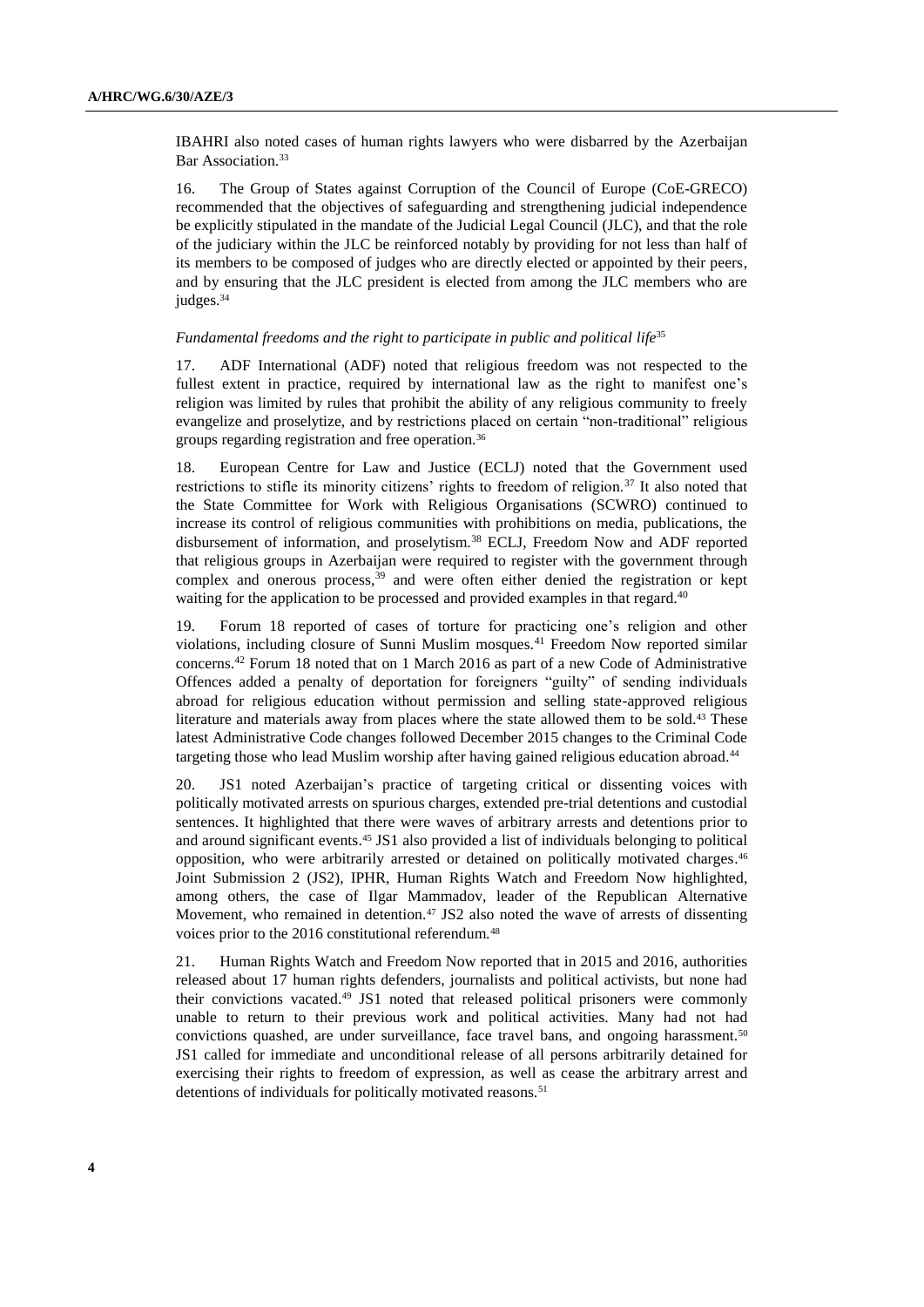IBAHRI also noted cases of human rights lawyers who were disbarred by the Azerbaijan Bar Association.[33]

16. The Group of States against Corruption of the Council of Europe (CoE-GRECO) recommended that the objectives of safeguarding and strengthening judicial independence be explicitly stipulated in the mandate of the Judicial Legal Council (JLC), and that the role of the judiciary within the JLC be reinforced notably by providing for not less than half of its members to be composed of judges who are directly elected or appointed by their peers, and by ensuring that the JLC president is elected from among the JLC members who are judges.[34]

*Fundamental freedoms and the right to participate in public and political life*[35]

17. ADF International (ADF) noted that religious freedom was not respected to the fullest extent in practice, required by international law as the right to manifest one's religion was limited by rules that prohibit the ability of any religious community to freely evangelize and proselytize, and by restrictions placed on certain "non-traditional" religious groups regarding registration and free operation.[36]

18. European Centre for Law and Justice (ECLJ) noted that the Government used restrictions to stifle its minority citizens' rights to freedom of religion.[37] It also noted that the State Committee for Work with Religious Organisations (SCWRO) continued to increase its control of religious communities with prohibitions on media, publications, the disbursement of information, and proselytism.[38] ECLJ, Freedom Now and ADF reported that religious groups in Azerbaijan were required to register with the government through complex and onerous process,[39] and were often either denied the registration or kept waiting for the application to be processed and provided examples in that regard.[40]

19. Forum 18 reported of cases of torture for practicing one's religion and other violations, including closure of Sunni Muslim mosques.[41] Freedom Now reported similar concerns.[42] Forum 18 noted that on 1 March 2016 as part of a new Code of Administrative Offences added a penalty of deportation for foreigners "guilty" of sending individuals abroad for religious education without permission and selling state-approved religious literature and materials away from places where the state allowed them to be sold.[43] These latest Administrative Code changes followed December 2015 changes to the Criminal Code targeting those who lead Muslim worship after having gained religious education abroad.[44]

20. JS1 noted Azerbaijan's practice of targeting critical or dissenting voices with politically motivated arrests on spurious charges, extended pre-trial detentions and custodial sentences. It highlighted that there were waves of arbitrary arrests and detentions prior to and around significant events.[45] JS1 also provided a list of individuals belonging to political opposition, who were arbitrarily arrested or detained on politically motivated charges.[46] Joint Submission 2 (JS2), IPHR, Human Rights Watch and Freedom Now highlighted, among others, the case of Ilgar Mammadov, leader of the Republican Alternative Movement, who remained in detention.[47] JS2 also noted the wave of arrests of dissenting voices prior to the 2016 constitutional referendum.[48]

21. Human Rights Watch and Freedom Now reported that in 2015 and 2016, authorities released about 17 human rights defenders, journalists and political activists, but none had their convictions vacated.[49] JS1 noted that released political prisoners were commonly unable to return to their previous work and political activities. Many had not had convictions quashed, are under surveillance, face travel bans, and ongoing harassment.[50] JS1 called for immediate and unconditional release of all persons arbitrarily detained for exercising their rights to freedom of expression, as well as cease the arbitrary arrest and detentions of individuals for politically motivated reasons.[51]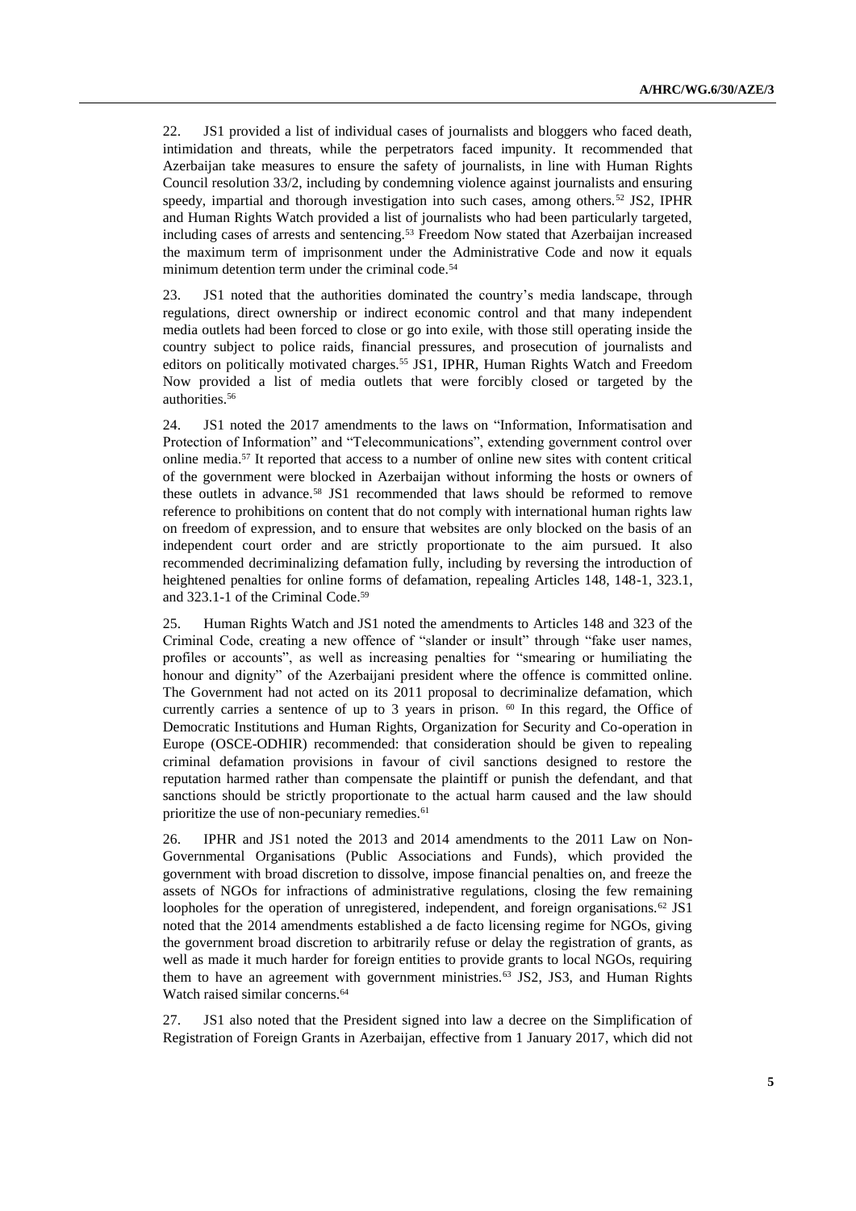22. JS1 provided a list of individual cases of journalists and bloggers who faced death, intimidation and threats, while the perpetrators faced impunity. It recommended that Azerbaijan take measures to ensure the safety of journalists, in line with Human Rights Council resolution 33/2, including by condemning violence against journalists and ensuring speedy, impartial and thorough investigation into such cases, among others.[52] JS2, IPHR and Human Rights Watch provided a list of journalists who had been particularly targeted, including cases of arrests and sentencing.[53] Freedom Now stated that Azerbaijan increased the maximum term of imprisonment under the Administrative Code and now it equals minimum detention term under the criminal code.[54]

23. JS1 noted that the authorities dominated the country's media landscape, through regulations, direct ownership or indirect economic control and that many independent media outlets had been forced to close or go into exile, with those still operating inside the country subject to police raids, financial pressures, and prosecution of journalists and editors on politically motivated charges.[55] JS1, IPHR, Human Rights Watch and Freedom Now provided a list of media outlets that were forcibly closed or targeted by the authorities.[56]

24. JS1 noted the 2017 amendments to the laws on "Information, Informatisation and Protection of Information" and "Telecommunications", extending government control over online media.[57] It reported that access to a number of online new sites with content critical of the government were blocked in Azerbaijan without informing the hosts or owners of these outlets in advance.[58] JS1 recommended that laws should be reformed to remove reference to prohibitions on content that do not comply with international human rights law on freedom of expression, and to ensure that websites are only blocked on the basis of an independent court order and are strictly proportionate to the aim pursued. It also recommended decriminalizing defamation fully, including by reversing the introduction of heightened penalties for online forms of defamation, repealing Articles 148, 148-1, 323.1, and 323.1-1 of the Criminal Code.[59]

25. Human Rights Watch and JS1 noted the amendments to Articles 148 and 323 of the Criminal Code, creating a new offence of "slander or insult" through "fake user names, profiles or accounts", as well as increasing penalties for "smearing or humiliating the honour and dignity" of the Azerbaijani president where the offence is committed online. The Government had not acted on its 2011 proposal to decriminalize defamation, which currently carries a sentence of up to 3 years in prison. [60] In this regard, the Office of Democratic Institutions and Human Rights, Organization for Security and Co-operation in Europe (OSCE-ODHIR) recommended: that consideration should be given to repealing criminal defamation provisions in favour of civil sanctions designed to restore the reputation harmed rather than compensate the plaintiff or punish the defendant, and that sanctions should be strictly proportionate to the actual harm caused and the law should prioritize the use of non-pecuniary remedies.[61]

26. IPHR and JS1 noted the 2013 and 2014 amendments to the 2011 Law on Non-Governmental Organisations (Public Associations and Funds), which provided the government with broad discretion to dissolve, impose financial penalties on, and freeze the assets of NGOs for infractions of administrative regulations, closing the few remaining loopholes for the operation of unregistered, independent, and foreign organisations.[62] JS1 noted that the 2014 amendments established a de facto licensing regime for NGOs, giving the government broad discretion to arbitrarily refuse or delay the registration of grants, as well as made it much harder for foreign entities to provide grants to local NGOs, requiring them to have an agreement with government ministries.[63] JS2, JS3, and Human Rights Watch raised similar concerns.[64]

27. JS1 also noted that the President signed into law a decree on the Simplification of Registration of Foreign Grants in Azerbaijan, effective from 1 January 2017, which did not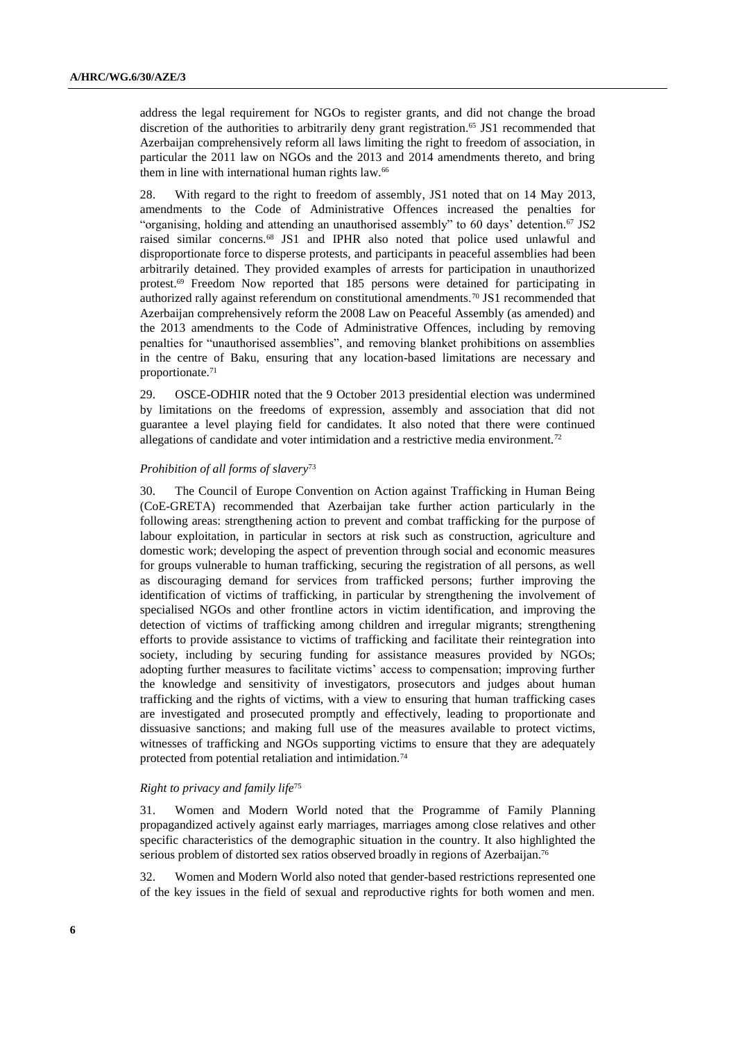address the legal requirement for NGOs to register grants, and did not change the broad discretion of the authorities to arbitrarily deny grant registration.[65] JS1 recommended that Azerbaijan comprehensively reform all laws limiting the right to freedom of association, in particular the 2011 law on NGOs and the 2013 and 2014 amendments thereto, and bring them in line with international human rights law.[66]

28. With regard to the right to freedom of assembly, JS1 noted that on 14 May 2013, amendments to the Code of Administrative Offences increased the penalties for "organising, holding and attending an unauthorised assembly" to 60 days' detention.[67] JS2 raised similar concerns.[68] JS1 and IPHR also noted that police used unlawful and disproportionate force to disperse protests, and participants in peaceful assemblies had been arbitrarily detained. They provided examples of arrests for participation in unauthorized protest.[69] Freedom Now reported that 185 persons were detained for participating in authorized rally against referendum on constitutional amendments.[70] JS1 recommended that Azerbaijan comprehensively reform the 2008 Law on Peaceful Assembly (as amended) and the 2013 amendments to the Code of Administrative Offences, including by removing penalties for "unauthorised assemblies", and removing blanket prohibitions on assemblies in the centre of Baku, ensuring that any location-based limitations are necessary and proportionate.[71]

29. OSCE-ODHIR noted that the 9 October 2013 presidential election was undermined by limitations on the freedoms of expression, assembly and association that did not guarantee a level playing field for candidates. It also noted that there were continued allegations of candidate and voter intimidation and a restrictive media environment.[72]

*Prohibition of all forms of slavery*[73]

30. The Council of Europe Convention on Action against Trafficking in Human Being (CoE-GRETA) recommended that Azerbaijan take further action particularly in the following areas: strengthening action to prevent and combat trafficking for the purpose of labour exploitation, in particular in sectors at risk such as construction, agriculture and domestic work; developing the aspect of prevention through social and economic measures for groups vulnerable to human trafficking, securing the registration of all persons, as well as discouraging demand for services from trafficked persons; further improving the identification of victims of trafficking, in particular by strengthening the involvement of specialised NGOs and other frontline actors in victim identification, and improving the detection of victims of trafficking among children and irregular migrants; strengthening efforts to provide assistance to victims of trafficking and facilitate their reintegration into society, including by securing funding for assistance measures provided by NGOs; adopting further measures to facilitate victims' access to compensation; improving further the knowledge and sensitivity of investigators, prosecutors and judges about human trafficking and the rights of victims, with a view to ensuring that human trafficking cases are investigated and prosecuted promptly and effectively, leading to proportionate and dissuasive sanctions; and making full use of the measures available to protect victims, witnesses of trafficking and NGOs supporting victims to ensure that they are adequately protected from potential retaliation and intimidation.[74]

*Right to privacy and family life*[75]

31. Women and Modern World noted that the Programme of Family Planning propagandized actively against early marriages, marriages among close relatives and other specific characteristics of the demographic situation in the country. It also highlighted the serious problem of distorted sex ratios observed broadly in regions of Azerbaijan.[76]

32. Women and Modern World also noted that gender-based restrictions represented one of the key issues in the field of sexual and reproductive rights for both women and men.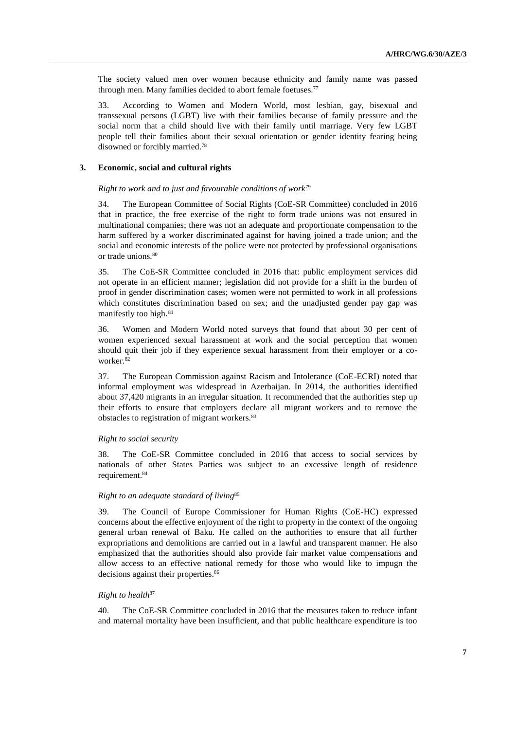The society valued men over women because ethnicity and family name was passed through men. Many families decided to abort female foetuses.[77]

33. According to Women and Modern World, most lesbian, gay, bisexual and transsexual persons (LGBT) live with their families because of family pressure and the social norm that a child should live with their family until marriage. Very few LGBT people tell their families about their sexual orientation or gender identity fearing being disowned or forcibly married.[78]

### 3. Economic, social and cultural rights

*Right to work and to just and favourable conditions of work*[79]

34. The European Committee of Social Rights (CoE-SR Committee) concluded in 2016 that in practice, the free exercise of the right to form trade unions was not ensured in multinational companies; there was not an adequate and proportionate compensation to the harm suffered by a worker discriminated against for having joined a trade union; and the social and economic interests of the police were not protected by professional organisations or trade unions.[80]

35. The CoE-SR Committee concluded in 2016 that: public employment services did not operate in an efficient manner; legislation did not provide for a shift in the burden of proof in gender discrimination cases; women were not permitted to work in all professions which constitutes discrimination based on sex; and the unadjusted gender pay gap was manifestly too high.[81]

36. Women and Modern World noted surveys that found that about 30 per cent of women experienced sexual harassment at work and the social perception that women should quit their job if they experience sexual harassment from their employer or a co-worker.[82]

37. The European Commission against Racism and Intolerance (CoE-ECRI) noted that informal employment was widespread in Azerbaijan. In 2014, the authorities identified about 37,420 migrants in an irregular situation. It recommended that the authorities step up their efforts to ensure that employers declare all migrant workers and to remove the obstacles to registration of migrant workers.[83]

*Right to social security*

38. The CoE-SR Committee concluded in 2016 that access to social services by nationals of other States Parties was subject to an excessive length of residence requirement.[84]

*Right to an adequate standard of living*[85]

39. The Council of Europe Commissioner for Human Rights (CoE-HC) expressed concerns about the effective enjoyment of the right to property in the context of the ongoing general urban renewal of Baku. He called on the authorities to ensure that all further expropriations and demolitions are carried out in a lawful and transparent manner. He also emphasized that the authorities should also provide fair market value compensations and allow access to an effective national remedy for those who would like to impugn the decisions against their properties.[86]

*Right to health*[87]

40. The CoE-SR Committee concluded in 2016 that the measures taken to reduce infant and maternal mortality have been insufficient, and that public healthcare expenditure is too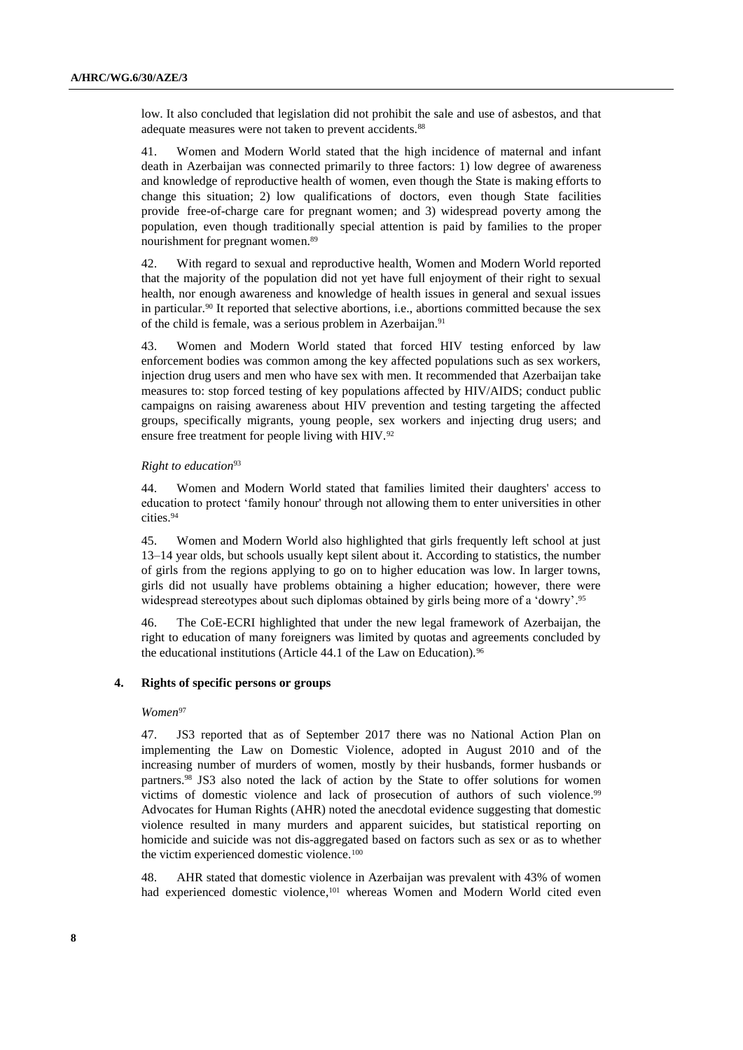low. It also concluded that legislation did not prohibit the sale and use of asbestos, and that adequate measures were not taken to prevent accidents.[88]

41. Women and Modern World stated that the high incidence of maternal and infant death in Azerbaijan was connected primarily to three factors: 1) low degree of awareness and knowledge of reproductive health of women, even though the State is making efforts to change this situation; 2) low qualifications of doctors, even though State facilities provide free-of-charge care for pregnant women; and 3) widespread poverty among the population, even though traditionally special attention is paid by families to the proper nourishment for pregnant women.[89]

42. With regard to sexual and reproductive health, Women and Modern World reported that the majority of the population did not yet have full enjoyment of their right to sexual health, nor enough awareness and knowledge of health issues in general and sexual issues in particular.[90] It reported that selective abortions, i.e., abortions committed because the sex of the child is female, was a serious problem in Azerbaijan.[91]

43. Women and Modern World stated that forced HIV testing enforced by law enforcement bodies was common among the key affected populations such as sex workers, injection drug users and men who have sex with men. It recommended that Azerbaijan take measures to: stop forced testing of key populations affected by HIV/AIDS; conduct public campaigns on raising awareness about HIV prevention and testing targeting the affected groups, specifically migrants, young people, sex workers and injecting drug users; and ensure free treatment for people living with HIV.[92]

*Right to education*[93]

44. Women and Modern World stated that families limited their daughters' access to education to protect 'family honour' through not allowing them to enter universities in other cities.[94]

45. Women and Modern World also highlighted that girls frequently left school at just 13–14 year olds, but schools usually kept silent about it. According to statistics, the number of girls from the regions applying to go on to higher education was low. In larger towns, girls did not usually have problems obtaining a higher education; however, there were widespread stereotypes about such diplomas obtained by girls being more of a 'dowry'.[95]

46. The CoE-ECRI highlighted that under the new legal framework of Azerbaijan, the right to education of many foreigners was limited by quotas and agreements concluded by the educational institutions (Article 44.1 of the Law on Education).[96]

### 4. Rights of specific persons or groups

*Women*[97]

47. JS3 reported that as of September 2017 there was no National Action Plan on implementing the Law on Domestic Violence, adopted in August 2010 and of the increasing number of murders of women, mostly by their husbands, former husbands or partners.[98] JS3 also noted the lack of action by the State to offer solutions for women victims of domestic violence and lack of prosecution of authors of such violence.[99] Advocates for Human Rights (AHR) noted the anecdotal evidence suggesting that domestic violence resulted in many murders and apparent suicides, but statistical reporting on homicide and suicide was not dis-aggregated based on factors such as sex or as to whether the victim experienced domestic violence.[100]

48. AHR stated that domestic violence in Azerbaijan was prevalent with 43% of women had experienced domestic violence,[101] whereas Women and Modern World cited even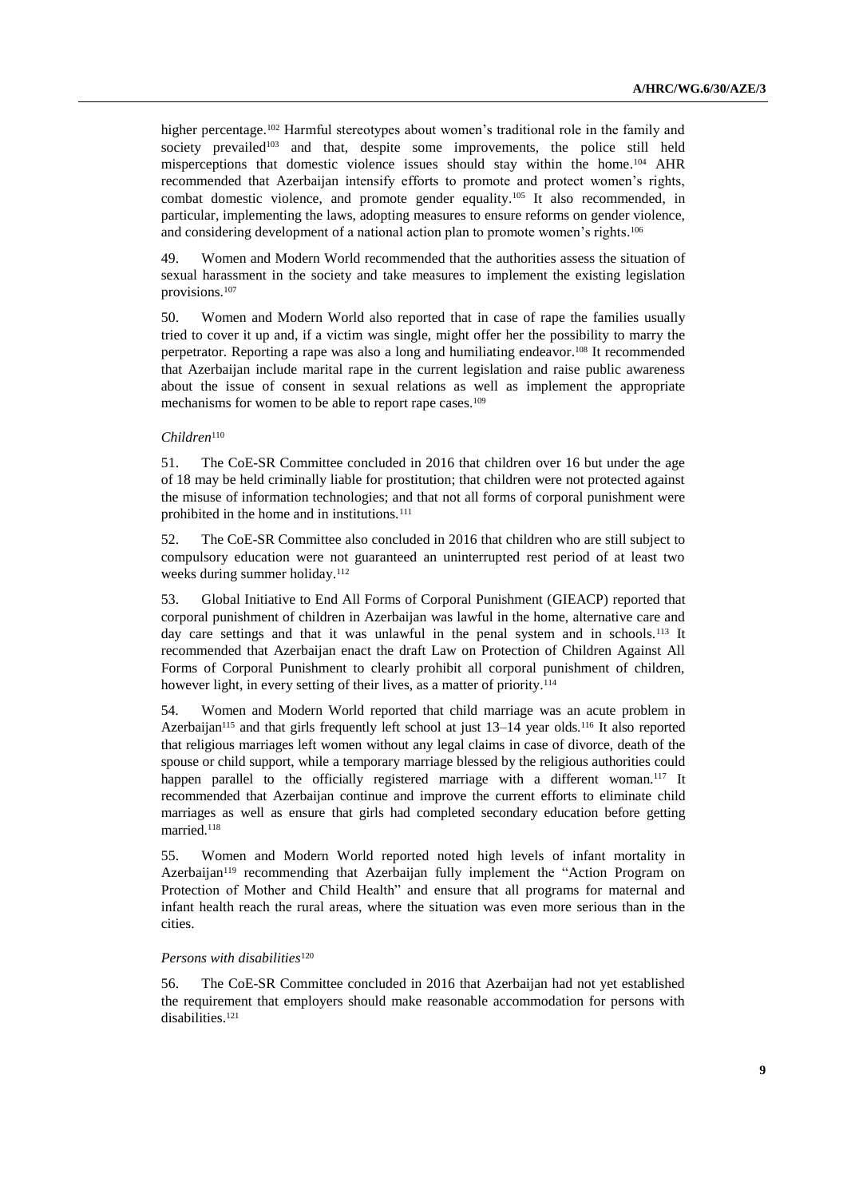higher percentage.[102] Harmful stereotypes about women's traditional role in the family and society prevailed[103] and that, despite some improvements, the police still held misperceptions that domestic violence issues should stay within the home.[104] AHR recommended that Azerbaijan intensify efforts to promote and protect women's rights, combat domestic violence, and promote gender equality.[105] It also recommended, in particular, implementing the laws, adopting measures to ensure reforms on gender violence, and considering development of a national action plan to promote women's rights.[106]

49. Women and Modern World recommended that the authorities assess the situation of sexual harassment in the society and take measures to implement the existing legislation provisions.[107]

50. Women and Modern World also reported that in case of rape the families usually tried to cover it up and, if a victim was single, might offer her the possibility to marry the perpetrator. Reporting a rape was also a long and humiliating endeavor.[108] It recommended that Azerbaijan include marital rape in the current legislation and raise public awareness about the issue of consent in sexual relations as well as implement the appropriate mechanisms for women to be able to report rape cases.[109]

*Children*[110]

51. The CoE-SR Committee concluded in 2016 that children over 16 but under the age of 18 may be held criminally liable for prostitution; that children were not protected against the misuse of information technologies; and that not all forms of corporal punishment were prohibited in the home and in institutions.[111]

52. The CoE-SR Committee also concluded in 2016 that children who are still subject to compulsory education were not guaranteed an uninterrupted rest period of at least two weeks during summer holiday.[112]

53. Global Initiative to End All Forms of Corporal Punishment (GIEACP) reported that corporal punishment of children in Azerbaijan was lawful in the home, alternative care and day care settings and that it was unlawful in the penal system and in schools.[113] It recommended that Azerbaijan enact the draft Law on Protection of Children Against All Forms of Corporal Punishment to clearly prohibit all corporal punishment of children, however light, in every setting of their lives, as a matter of priority.[114]

54. Women and Modern World reported that child marriage was an acute problem in Azerbaijan[115] and that girls frequently left school at just 13–14 year olds.[116] It also reported that religious marriages left women without any legal claims in case of divorce, death of the spouse or child support, while a temporary marriage blessed by the religious authorities could happen parallel to the officially registered marriage with a different woman.[117] It recommended that Azerbaijan continue and improve the current efforts to eliminate child marriages as well as ensure that girls had completed secondary education before getting married.[118]

55. Women and Modern World reported noted high levels of infant mortality in Azerbaijan[119] recommending that Azerbaijan fully implement the "Action Program on Protection of Mother and Child Health" and ensure that all programs for maternal and infant health reach the rural areas, where the situation was even more serious than in the cities.

*Persons with disabilities*[120]

56. The CoE-SR Committee concluded in 2016 that Azerbaijan had not yet established the requirement that employers should make reasonable accommodation for persons with disabilities.[121]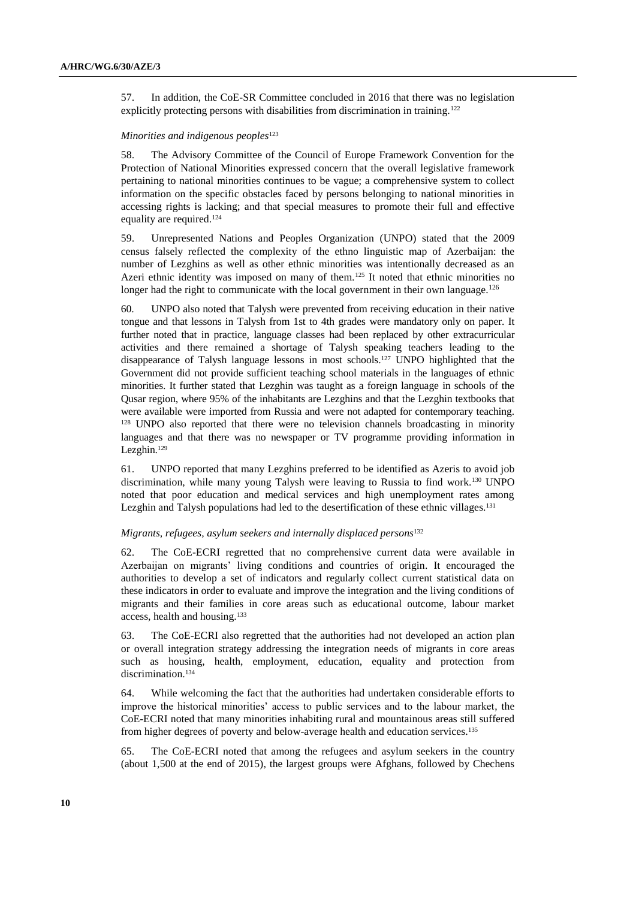57. In addition, the CoE-SR Committee concluded in 2016 that there was no legislation explicitly protecting persons with disabilities from discrimination in training.[122]

*Minorities and indigenous peoples*[123]

58. The Advisory Committee of the Council of Europe Framework Convention for the Protection of National Minorities expressed concern that the overall legislative framework pertaining to national minorities continues to be vague; a comprehensive system to collect information on the specific obstacles faced by persons belonging to national minorities in accessing rights is lacking; and that special measures to promote their full and effective equality are required.[124]

59. Unrepresented Nations and Peoples Organization (UNPO) stated that the 2009 census falsely reflected the complexity of the ethno linguistic map of Azerbaijan: the number of Lezghins as well as other ethnic minorities was intentionally decreased as an Azeri ethnic identity was imposed on many of them.[125] It noted that ethnic minorities no longer had the right to communicate with the local government in their own language.[126]

60. UNPO also noted that Talysh were prevented from receiving education in their native tongue and that lessons in Talysh from 1st to 4th grades were mandatory only on paper. It further noted that in practice, language classes had been replaced by other extracurricular activities and there remained a shortage of Talysh speaking teachers leading to the disappearance of Talysh language lessons in most schools.[127] UNPO highlighted that the Government did not provide sufficient teaching school materials in the languages of ethnic minorities. It further stated that Lezghin was taught as a foreign language in schools of the Qusar region, where 95% of the inhabitants are Lezghins and that the Lezghin textbooks that were available were imported from Russia and were not adapted for contemporary teaching. [128] UNPO also reported that there were no television channels broadcasting in minority languages and that there was no newspaper or TV programme providing information in Lezghin.[129]

61. UNPO reported that many Lezghins preferred to be identified as Azeris to avoid job discrimination, while many young Talysh were leaving to Russia to find work.[130] UNPO noted that poor education and medical services and high unemployment rates among Lezghin and Talysh populations had led to the desertification of these ethnic villages.[131]

*Migrants, refugees, asylum seekers and internally displaced persons*[132]

62. The CoE-ECRI regretted that no comprehensive current data were available in Azerbaijan on migrants' living conditions and countries of origin. It encouraged the authorities to develop a set of indicators and regularly collect current statistical data on these indicators in order to evaluate and improve the integration and the living conditions of migrants and their families in core areas such as educational outcome, labour market access, health and housing.[133]

63. The CoE-ECRI also regretted that the authorities had not developed an action plan or overall integration strategy addressing the integration needs of migrants in core areas such as housing, health, employment, education, equality and protection from discrimination.[134]

64. While welcoming the fact that the authorities had undertaken considerable efforts to improve the historical minorities' access to public services and to the labour market, the CoE-ECRI noted that many minorities inhabiting rural and mountainous areas still suffered from higher degrees of poverty and below-average health and education services.[135]

65. The CoE-ECRI noted that among the refugees and asylum seekers in the country (about 1,500 at the end of 2015), the largest groups were Afghans, followed by Chechens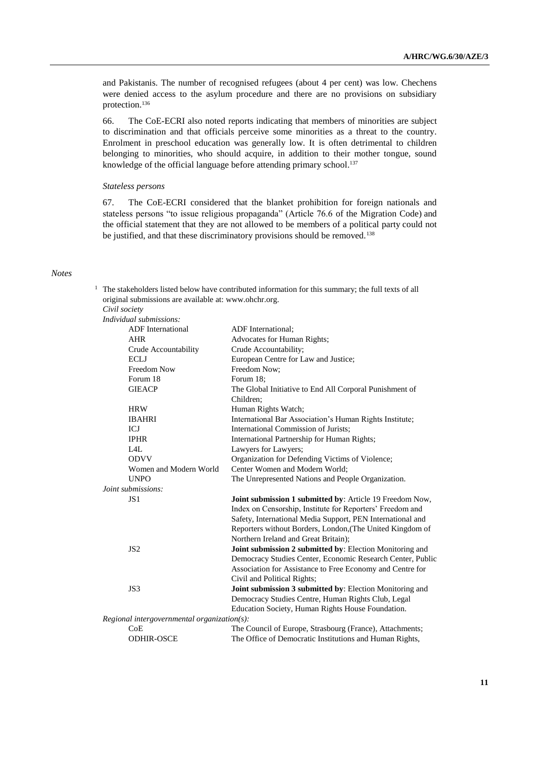and Pakistanis. The number of recognised refugees (about 4 per cent) was low. Chechens were denied access to the asylum procedure and there are no provisions on subsidiary protection.[136]

66. The CoE-ECRI also noted reports indicating that members of minorities are subject to discrimination and that officials perceive some minorities as a threat to the country. Enrolment in preschool education was generally low. It is often detrimental to children belonging to minorities, who should acquire, in addition to their mother tongue, sound knowledge of the official language before attending primary school.[137]

*Stateless persons*

67. The CoE-ECRI considered that the blanket prohibition for foreign nationals and stateless persons "to issue religious propaganda" (Article 76.6 of the Migration Code) and the official statement that they are not allowed to be members of a political party could not be justified, and that these discriminatory provisions should be removed.[138]

*Notes*

[1] The stakeholders listed below have contributed information for this summary; the full texts of all original submissions are available at: www.ohchr.org.

*Civil society*

*Individual submissions:*

| | |
|---|---|
| ADF International | ADF International; |
| AHR | Advocates for Human Rights; |
| Crude Accountability | Crude Accountability; |
| ECLJ | European Centre for Law and Justice; |
| Freedom Now | Freedom Now; |
| Forum 18 | Forum 18; |
| GIEACP | The Global Initiative to End All Corporal Punishment of Children; |
| HRW | Human Rights Watch; |
| IBAHRI | International Bar Association's Human Rights Institute; |
| ICJ | International Commission of Jurists; |
| IPHR | International Partnership for Human Rights; |
| L4L | Lawyers for Lawyers; |
| ODVV | Organization for Defending Victims of Violence; |
| Women and Modern World | Center Women and Modern World; |
| UNPO | The Unrepresented Nations and People Organization. |

*Joint submissions:*

| | |
|---|---|
| JS1 | **Joint submission 1 submitted by**: Article 19 Freedom Now, Index on Censorship, Institute for Reporters' Freedom and Safety, International Media Support, PEN International and Reporters without Borders, London,(The United Kingdom of Northern Ireland and Great Britain); |
| JS2 | **Joint submission 2 submitted by**: Election Monitoring and Democracy Studies Center, Economic Research Center, Public Association for Assistance to Free Economy and Centre for Civil and Political Rights; |
| JS3 | **Joint submission 3 submitted by**: Election Monitoring and Democracy Studies Centre, Human Rights Club, Legal Education Society, Human Rights House Foundation. |

*Regional intergovernmental organization(s):*

| | |
|---|---|
| CoE | The Council of Europe, Strasbourg (France), Attachments; |
| ODHIR-OSCE | The Office of Democratic Institutions and Human Rights, |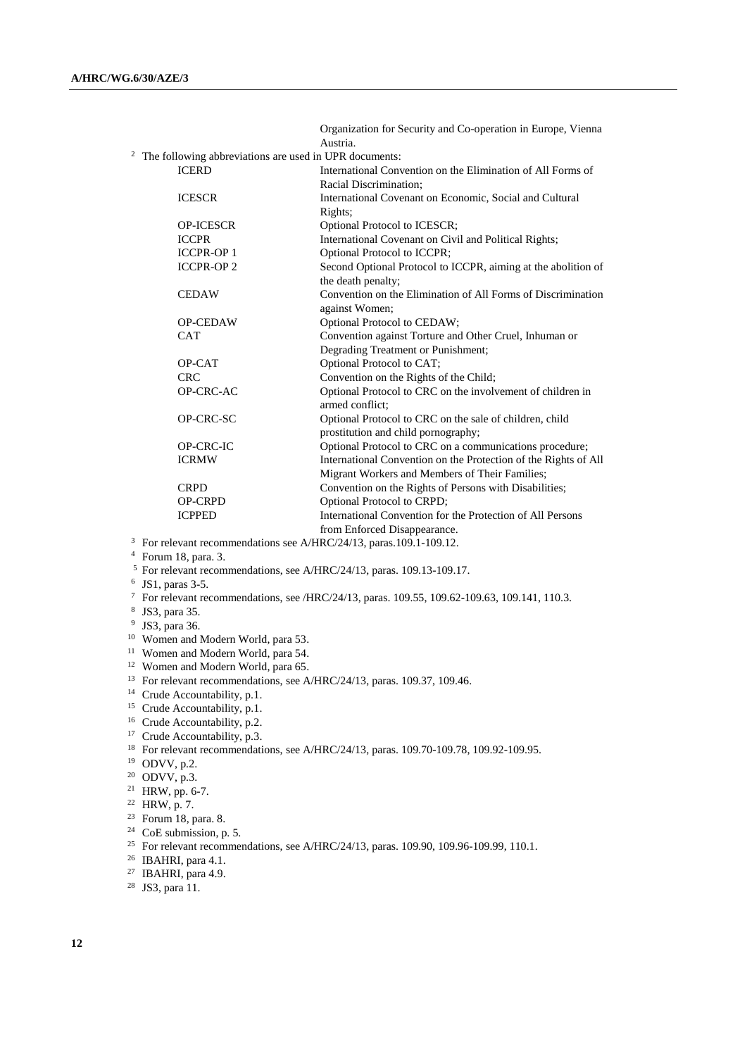Organization for Security and Co-operation in Europe, Vienna Austria.

[2] The following abbreviations are used in UPR documents:

| | |
|---|---|
| ICERD | International Convention on the Elimination of All Forms of Racial Discrimination; |
| ICESCR | International Covenant on Economic, Social and Cultural Rights; |
| OP-ICESCR | Optional Protocol to ICESCR; |
| ICCPR | International Covenant on Civil and Political Rights; |
| ICCPR-OP 1 | Optional Protocol to ICCPR; |
| ICCPR-OP 2 | Second Optional Protocol to ICCPR, aiming at the abolition of the death penalty; |
| CEDAW | Convention on the Elimination of All Forms of Discrimination against Women; |
| OP-CEDAW | Optional Protocol to CEDAW; |
| CAT | Convention against Torture and Other Cruel, Inhuman or Degrading Treatment or Punishment; |
| OP-CAT | Optional Protocol to CAT; |
| CRC | Convention on the Rights of the Child; |
| OP-CRC-AC | Optional Protocol to CRC on the involvement of children in armed conflict; |
| OP-CRC-SC | Optional Protocol to CRC on the sale of children, child prostitution and child pornography; |
| OP-CRC-IC | Optional Protocol to CRC on a communications procedure; |
| ICRMW | International Convention on the Protection of the Rights of All Migrant Workers and Members of Their Families; |
| CRPD | Convention on the Rights of Persons with Disabilities; |
| OP-CRPD | Optional Protocol to CRPD; |
| ICPPED | International Convention for the Protection of All Persons from Enforced Disappearance. |

[3] For relevant recommendations see A/HRC/24/13, paras.109.1-109.12.

[4] Forum 18, para. 3.

[5] For relevant recommendations, see A/HRC/24/13, paras. 109.13-109.17.

[6] JS1, paras 3-5.

[7] For relevant recommendations, see /HRC/24/13, paras. 109.55, 109.62-109.63, 109.141, 110.3.

[8] JS3, para 35.

[9] JS3, para 36.

[10] Women and Modern World, para 53.

[11] Women and Modern World, para 54.

[12] Women and Modern World, para 65.

[13] For relevant recommendations, see A/HRC/24/13, paras. 109.37, 109.46.

[14] Crude Accountability, p.1.

[15] Crude Accountability, p.1.

[16] Crude Accountability, p.2.

[17] Crude Accountability, p.3.

[18] For relevant recommendations, see A/HRC/24/13, paras. 109.70-109.78, 109.92-109.95.

[19] ODVV, p.2.

[20] ODVV, p.3.

[21] HRW, pp. 6-7.

[22] HRW, p. 7.

[23] Forum 18, para. 8.

[24] CoE submission, p. 5.

[25] For relevant recommendations, see A/HRC/24/13, paras. 109.90, 109.96-109.99, 110.1.

[26] IBAHRI, para 4.1.

[27] IBAHRI, para 4.9.

[28] JS3, para 11.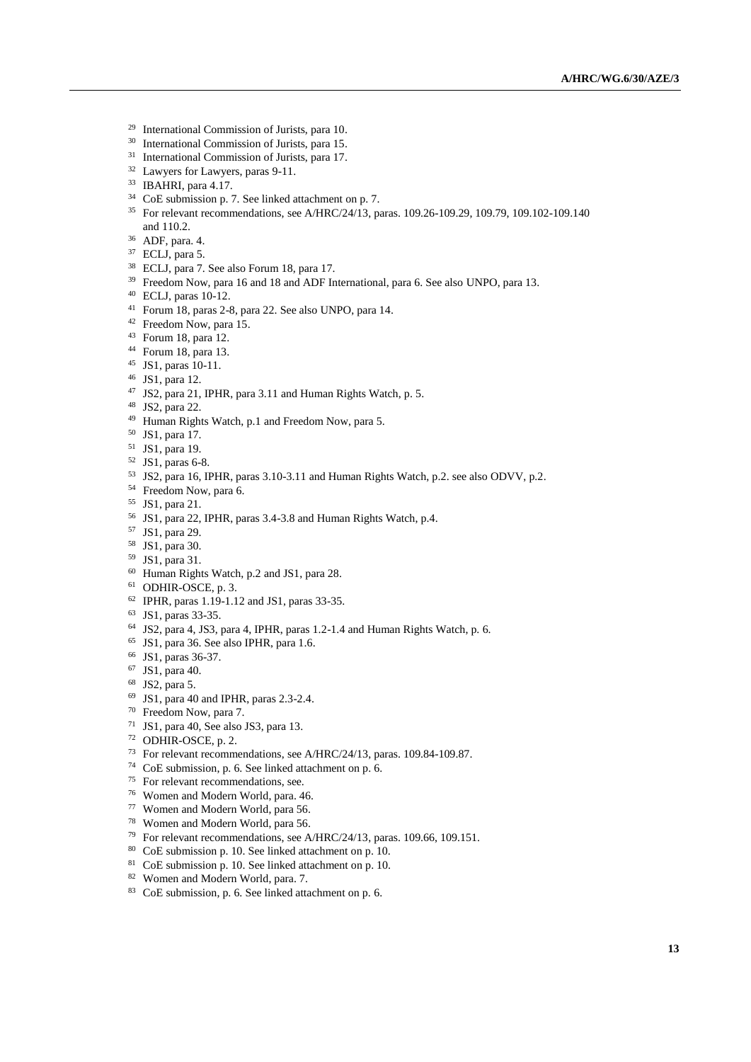[29] International Commission of Jurists, para 10.
[30] International Commission of Jurists, para 15.
[31] International Commission of Jurists, para 17.
[32] Lawyers for Lawyers, paras 9-11.
[33] IBAHRI, para 4.17.
[34] CoE submission p. 7. See linked attachment on p. 7.
[35] For relevant recommendations, see A/HRC/24/13, paras. 109.26-109.29, 109.79, 109.102-109.140 and 110.2.
[36] ADF, para. 4.
[37] ECLJ, para 5.
[38] ECLJ, para 7. See also Forum 18, para 17.
[39] Freedom Now, para 16 and 18 and ADF International, para 6. See also UNPO, para 13.
[40] ECLJ, paras 10-12.
[41] Forum 18, paras 2-8, para 22. See also UNPO, para 14.
[42] Freedom Now, para 15.
[43] Forum 18, para 12.
[44] Forum 18, para 13.
[45] JS1, paras 10-11.
[46] JS1, para 12.
[47] JS2, para 21, IPHR, para 3.11 and Human Rights Watch, p. 5.
[48] JS2, para 22.
[49] Human Rights Watch, p.1 and Freedom Now, para 5.
[50] JS1, para 17.
[51] JS1, para 19.
[52] JS1, paras 6-8.
[53] JS2, para 16, IPHR, paras 3.10-3.11 and Human Rights Watch, p.2. see also ODVV, p.2.
[54] Freedom Now, para 6.
[55] JS1, para 21.
[56] JS1, para 22, IPHR, paras 3.4-3.8 and Human Rights Watch, p.4.
[57] JS1, para 29.
[58] JS1, para 30.
[59] JS1, para 31.
[60] Human Rights Watch, p.2 and JS1, para 28.
[61] ODHIR-OSCE, p. 3.
[62] IPHR, paras 1.19-1.12 and JS1, paras 33-35.
[63] JS1, paras 33-35.
[64] JS2, para 4, JS3, para 4, IPHR, paras 1.2-1.4 and Human Rights Watch, p. 6.
[65] JS1, para 36. See also IPHR, para 1.6.
[66] JS1, paras 36-37.
[67] JS1, para 40.
[68] JS2, para 5.
[69] JS1, para 40 and IPHR, paras 2.3-2.4.
[70] Freedom Now, para 7.
[71] JS1, para 40, See also JS3, para 13.
[72] ODHIR-OSCE, p. 2.
[73] For relevant recommendations, see A/HRC/24/13, paras. 109.84-109.87.
[74] CoE submission, p. 6. See linked attachment on p. 6.
[75] For relevant recommendations, see.
[76] Women and Modern World, para. 46.
[77] Women and Modern World, para 56.
[78] Women and Modern World, para 56.
[79] For relevant recommendations, see A/HRC/24/13, paras. 109.66, 109.151.
[80] CoE submission p. 10. See linked attachment on p. 10.
[81] CoE submission p. 10. See linked attachment on p. 10.
[82] Women and Modern World, para. 7.
[83] CoE submission, p. 6. See linked attachment on p. 6.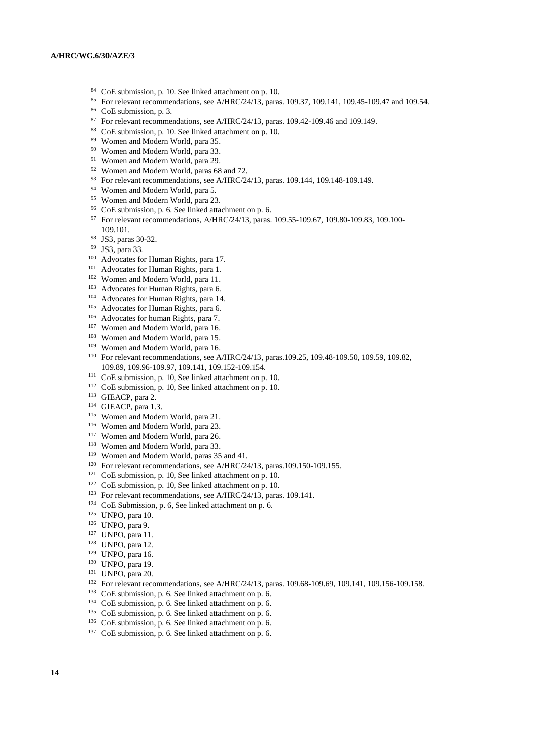[84] CoE submission, p. 10. See linked attachment on p. 10.

[85] For relevant recommendations, see A/HRC/24/13, paras. 109.37, 109.141, 109.45-109.47 and 109.54.

[86] CoE submission, p. 3.

[87] For relevant recommendations, see A/HRC/24/13, paras. 109.42-109.46 and 109.149.

[88] CoE submission, p. 10. See linked attachment on p. 10.

[89] Women and Modern World, para 35.

[90] Women and Modern World, para 33.

[91] Women and Modern World, para 29.

[92] Women and Modern World, paras 68 and 72.

[93] For relevant recommendations, see A/HRC/24/13, paras. 109.144, 109.148-109.149.

[94] Women and Modern World, para 5.

[95] Women and Modern World, para 23.

[96] CoE submission, p. 6. See linked attachment on p. 6.

[97] For relevant recommendations, A/HRC/24/13, paras. 109.55-109.67, 109.80-109.83, 109.100-109.101.

[98] JS3, paras 30-32.

[99] JS3, para 33.

[100] Advocates for Human Rights, para 17.

[101] Advocates for Human Rights, para 1.

[102] Women and Modern World, para 11.

[103] Advocates for Human Rights, para 6.

[104] Advocates for Human Rights, para 14.

[105] Advocates for Human Rights, para 6.

[106] Advocates for human Rights, para 7.

[107] Women and Modern World, para 16.

[108] Women and Modern World, para 15.

[109] Women and Modern World, para 16.

[110] For relevant recommendations, see A/HRC/24/13, paras.109.25, 109.48-109.50, 109.59, 109.82, 109.89, 109.96-109.97, 109.141, 109.152-109.154.

[111] CoE submission, p. 10, See linked attachment on p. 10.

[112] CoE submission, p. 10, See linked attachment on p. 10.

[113] GIEACP, para 2.

[114] GIEACP, para 1.3.

[115] Women and Modern World, para 21.

[116] Women and Modern World, para 23.

[117] Women and Modern World, para 26.

[118] Women and Modern World, para 33.

[119] Women and Modern World, paras 35 and 41.

[120] For relevant recommendations, see A/HRC/24/13, paras.109.150-109.155.

[121] CoE submission, p. 10, See linked attachment on p. 10.

[122] CoE submission, p. 10, See linked attachment on p. 10.

[123] For relevant recommendations, see A/HRC/24/13, paras. 109.141.

[124] CoE Submission, p. 6, See linked attachment on p. 6.

[125] UNPO, para 10.

[126] UNPO, para 9.

[127] UNPO, para 11.

[128] UNPO, para 12.

[129] UNPO, para 16.

[130] UNPO, para 19.

[131] UNPO, para 20.

[132] For relevant recommendations, see A/HRC/24/13, paras. 109.68-109.69, 109.141, 109.156-109.158.

[133] CoE submission, p. 6. See linked attachment on p. 6.

[134] CoE submission, p. 6. See linked attachment on p. 6.

[135] CoE submission, p. 6. See linked attachment on p. 6.

[136] CoE submission, p. 6. See linked attachment on p. 6.

[137] CoE submission, p. 6. See linked attachment on p. 6.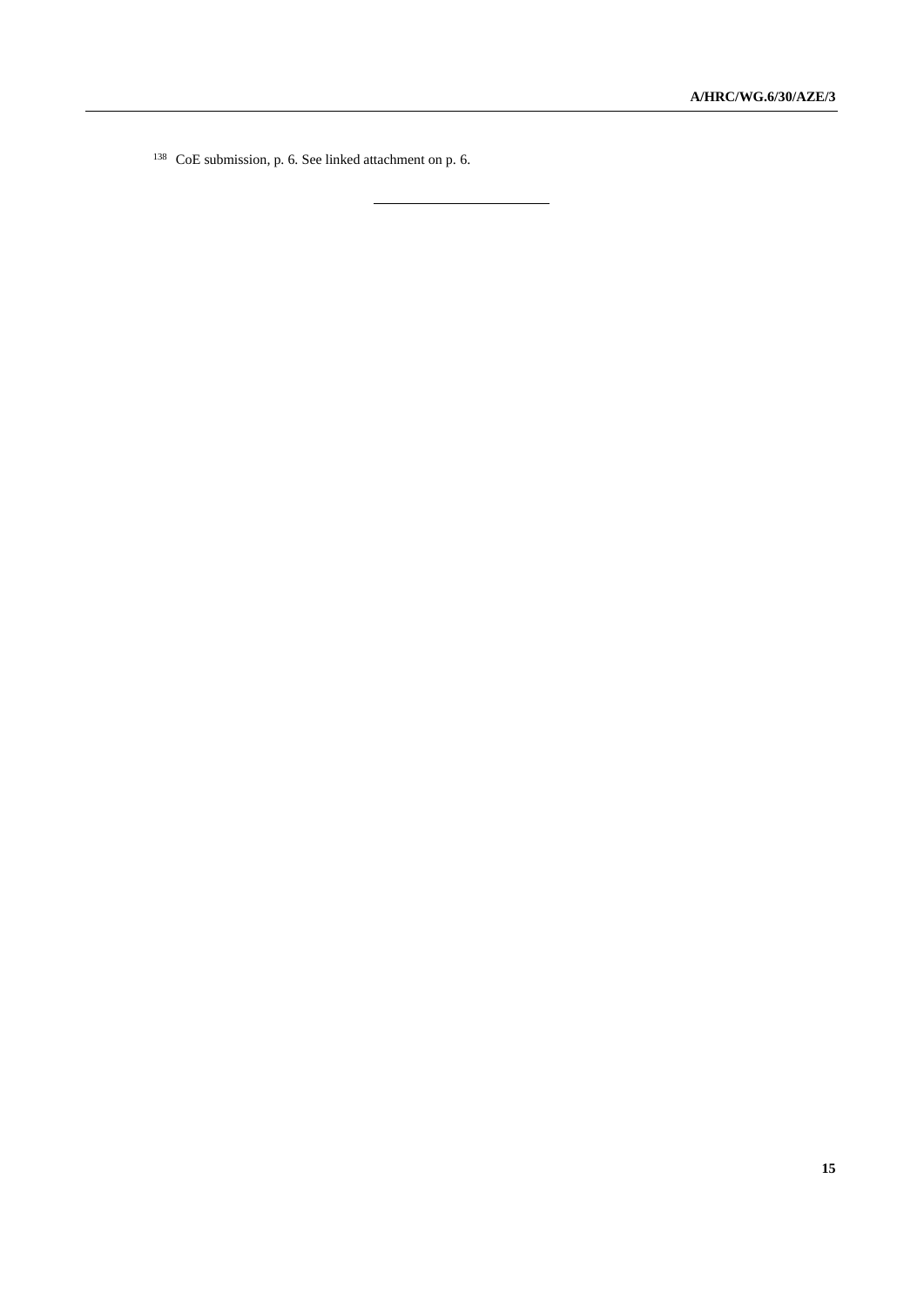[138] CoE submission, p. 6. See linked attachment on p. 6.